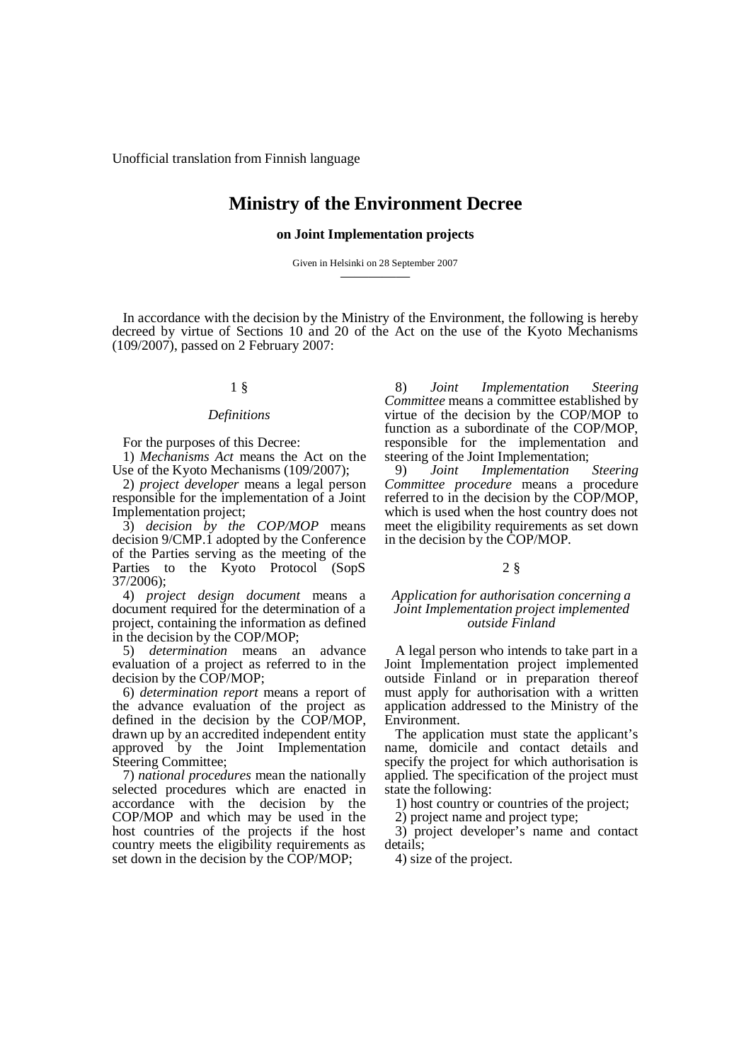Unofficial translation from Finnish language

# Ministry of the Environment Decree

## on Joint Implementation projects

Given in Helsinki on 28 September 2007

In accordance with the decision by the Ministry of the Environment, the following is hereby decreed by virtue of Sections 10 and 20 of the Act on the use of the Kyoto Mechanisms (109/2007), passed on 2 February 2007:

### 1 §

*Definitions*

For the purposes of this Decree:

1) *Mechanisms Act* means the Act on the Use of the Kyoto Mechanisms (109/2007);

2) *project developer* means a legal person responsible for the implementation of a Joint Implementation project;

3) *decision by the COP/MOP* means decision 9/CMP.1 adopted by the Conference of the Parties serving as the meeting of the Parties to the Kyoto Protocol (SopS 37/2006);

4) *project design document* means a document required for the determination of a project, containing the information as defined in the decision by the COP/MOP;

5) *determination* means an advance evaluation of a project as referred to in the decision by the COP/MOP;

6) *determination report* means a report of the advance evaluation of the project as defined in the decision by the COP/MOP, drawn up by an accredited independent entity approved by the Joint Implementation Steering Committee;

7) *national procedures* mean the nationally selected procedures which are enacted in accordance with the decision by the COP/MOP and which may be used in the host countries of the projects if the host country meets the eligibility requirements as set down in the decision by the COP/MOP;

8) *Joint Implementation Steering Committee* means a committee established by virtue of the decision by the COP/MOP to function as a subordinate of the COP/MOP, responsible for the implementation and steering of the Joint Implementation;

9) *Joint Implementation Steering Committee procedure* means a procedure referred to in the decision by the COP/MOP, which is used when the host country does not meet the eligibility requirements as set down in the decision by the COP/MOP.

### 2 §

*Application for authorisation concerning a Joint Implementation project implemented outside Finland*

A legal person who intends to take part in a Joint Implementation project implemented outside Finland or in preparation thereof must apply for authorisation with a written application addressed to the Ministry of the Environment.

The application must state the applicant's name, domicile and contact details and specify the project for which authorisation is applied. The specification of the project must state the following:

1) host country or countries of the project;

2) project name and project type;

3) project developer's name and contact details;

4) size of the project.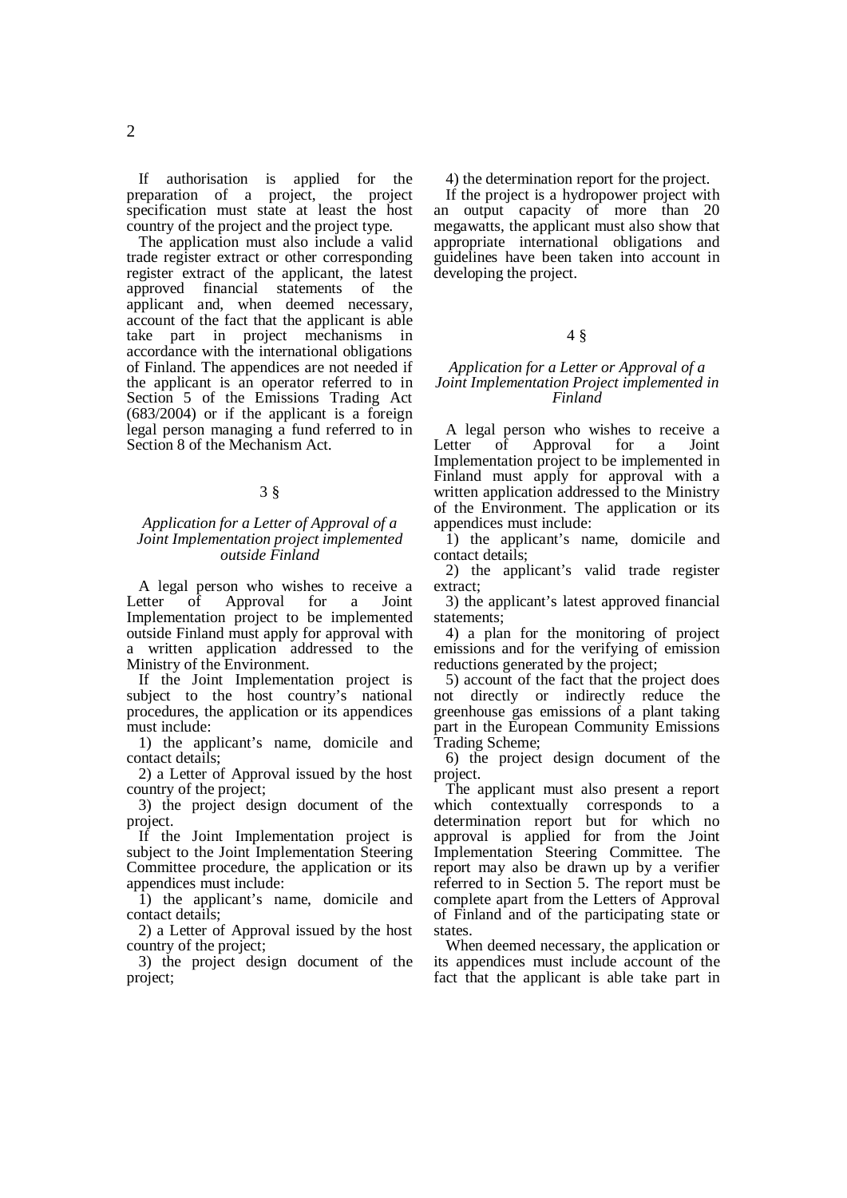If authorisation is applied for the preparation of a project, the project specification must state at least the host country of the project and the project type.

The application must also include a valid trade register extract or other corresponding register extract of the applicant, the latest approved financial statements of the applicant and, when deemed necessary, account of the fact that the applicant is able take part in project mechanisms in accordance with the international obligations of Finland. The appendices are not needed if the applicant is an operator referred to in Section 5 of the Emissions Trading Act (683/2004) or if the applicant is a foreign legal person managing a fund referred to in Section 8 of the Mechanism Act.

### 3 §

*Application for a Letter of Approval of a Joint Implementation project implemented outside Finland*

A legal person who wishes to receive a Letter of Approval for a Joint Implementation project to be implemented outside Finland must apply for approval with a written application addressed to the Ministry of the Environment.

If the Joint Implementation project is subject to the host country's national procedures, the application or its appendices must include:

1) the applicant's name, domicile and contact details;

2) a Letter of Approval issued by the host country of the project;

3) the project design document of the project.

If the Joint Implementation project is subject to the Joint Implementation Steering Committee procedure, the application or its appendices must include:

1) the applicant's name, domicile and contact details;

2) a Letter of Approval issued by the host country of the project;

3) the project design document of the project;

4) the determination report for the project.

If the project is a hydropower project with an output capacity of more than 20 megawatts, the applicant must also show that appropriate international obligations and guidelines have been taken into account in developing the project.

### 4 §

*Application for a Letter or Approval of a Joint Implementation Project implemented in Finland*

A legal person who wishes to receive a Letter of Approval for a Joint Implementation project to be implemented in Finland must apply for approval with a written application addressed to the Ministry of the Environment. The application or its appendices must include:

1) the applicant's name, domicile and contact details;

2) the applicant's valid trade register extract;

3) the applicant's latest approved financial statements;

4) a plan for the monitoring of project emissions and for the verifying of emission reductions generated by the project;

5) account of the fact that the project does not directly or indirectly reduce the greenhouse gas emissions of a plant taking part in the European Community Emissions Trading Scheme;

6) the project design document of the project.

The applicant must also present a report which contextually corresponds to a determination report but for which no approval is applied for from the Joint Implementation Steering Committee. The report may also be drawn up by a verifier referred to in Section 5. The report must be complete apart from the Letters of Approval of Finland and of the participating state or states.

When deemed necessary, the application or its appendices must include account of the fact that the applicant is able take part in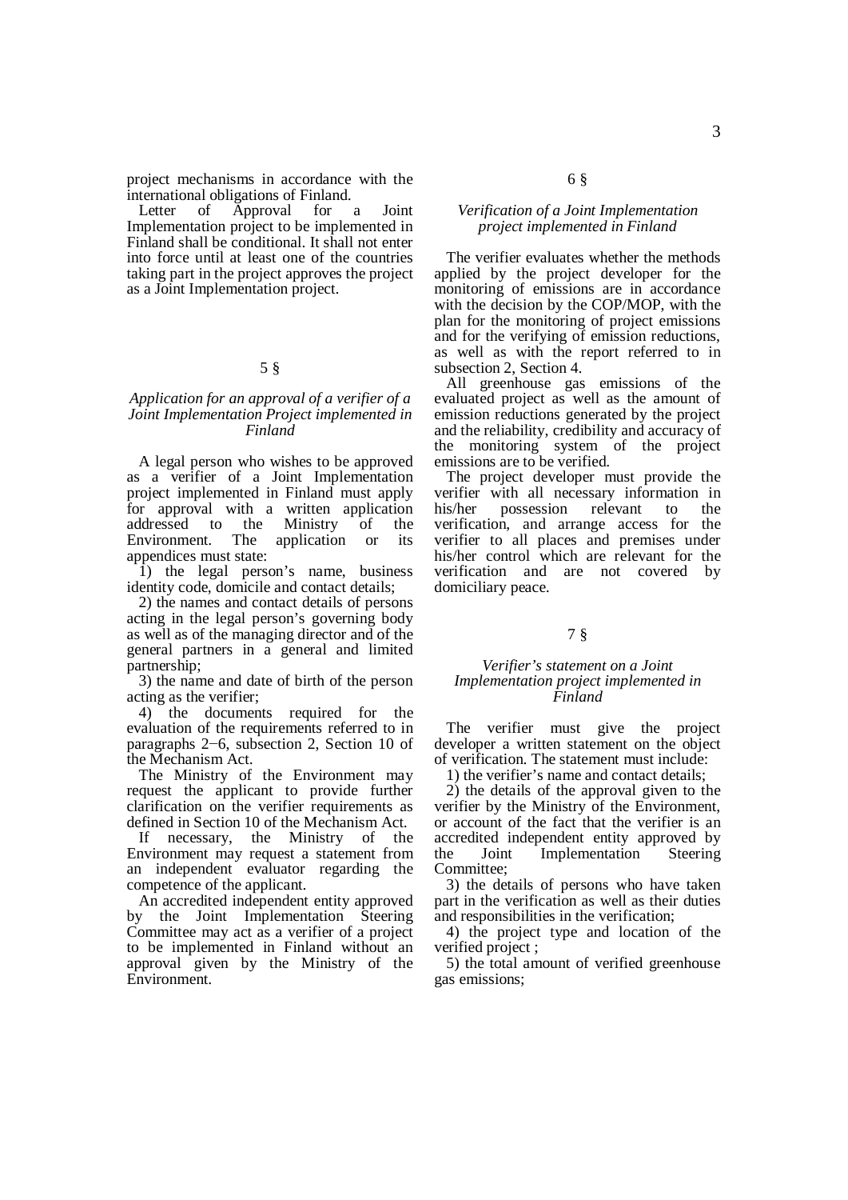project mechanisms in accordance with the international obligations of Finland.

Letter of Approval for a Joint Implementation project to be implemented in Finland shall be conditional. It shall not enter into force until at least one of the countries taking part in the project approves the project as a Joint Implementation project.

## 5 §

### *Application for an approval of a verifier of a Joint Implementation Project implemented in Finland*

A legal person who wishes to be approved as a verifier of a Joint Implementation project implemented in Finland must apply for approval with a written application addressed to the Ministry of the Environment. The application or its appendices must state:

1) the legal person's name, business identity code, domicile and contact details;

2) the names and contact details of persons acting in the legal person's governing body as well as of the managing director and of the general partners in a general and limited partnership;

3) the name and date of birth of the person acting as the verifier;

4) the documents required for the evaluation of the requirements referred to in paragraphs 2−6, subsection 2, Section 10 of the Mechanism Act.

The Ministry of the Environment may request the applicant to provide further clarification on the verifier requirements as defined in Section 10 of the Mechanism Act.

If necessary, the Ministry of the Environment may request a statement from an independent evaluator regarding the competence of the applicant.

An accredited independent entity approved by the Joint Implementation Steering Committee may act as a verifier of a project to be implemented in Finland without an approval given by the Ministry of the Environment.

## 6 §

### *Verification of a Joint Implementation project implemented in Finland*

The verifier evaluates whether the methods applied by the project developer for the monitoring of emissions are in accordance with the decision by the COP/MOP, with the plan for the monitoring of project emissions and for the verifying of emission reductions, as well as with the report referred to in subsection 2, Section 4.

All greenhouse gas emissions of the evaluated project as well as the amount of emission reductions generated by the project and the reliability, credibility and accuracy of the monitoring system of the project emissions are to be verified.

The project developer must provide the verifier with all necessary information in his/her possession relevant to the verification, and arrange access for the verifier to all places and premises under his/her control which are relevant for the verification and are not covered by domiciliary peace.

## 7 §

### *Verifier's statement on a Joint Implementation project implemented in Finland*

The verifier must give the project developer a written statement on the object of verification. The statement must include:

1) the verifier's name and contact details;

2) the details of the approval given to the verifier by the Ministry of the Environment, or account of the fact that the verifier is an accredited independent entity approved by the Joint Implementation Steering Committee;

3) the details of persons who have taken part in the verification as well as their duties and responsibilities in the verification;

4) the project type and location of the verified project ;

5) the total amount of verified greenhouse gas emissions;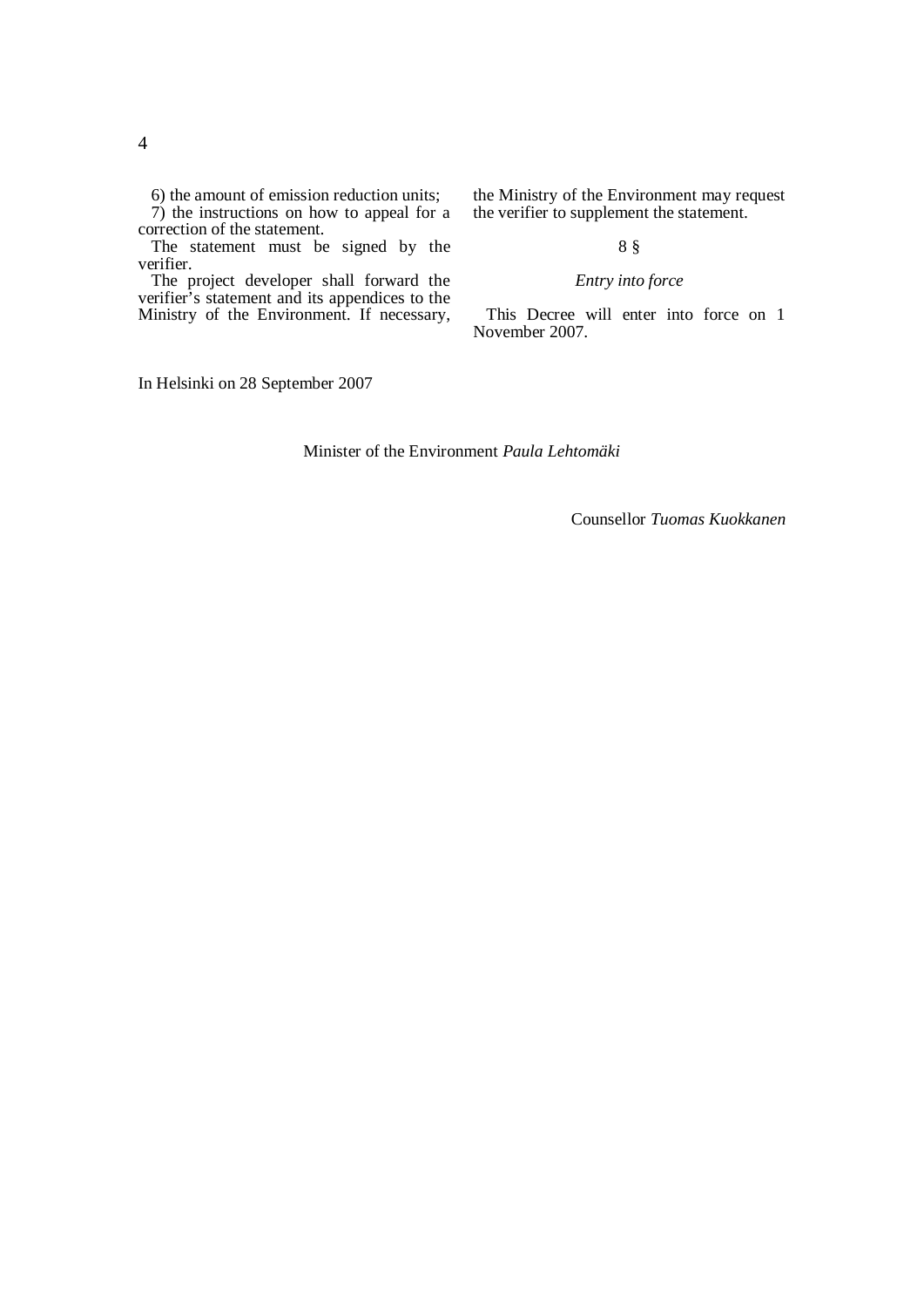6) the amount of emission reduction units;

7) the instructions on how to appeal for a correction of the statement.

The statement must be signed by the verifier.

The project developer shall forward the verifier's statement and its appendices to the Ministry of the Environment. If necessary, the Ministry of the Environment may request the verifier to supplement the statement.

8 §

*Entry into force*

This Decree will enter into force on 1 November 2007.

In Helsinki on 28 September 2007

Minister of the Environment *Paula Lehtomäki*

Counsellor *Tuomas Kuokkanen*